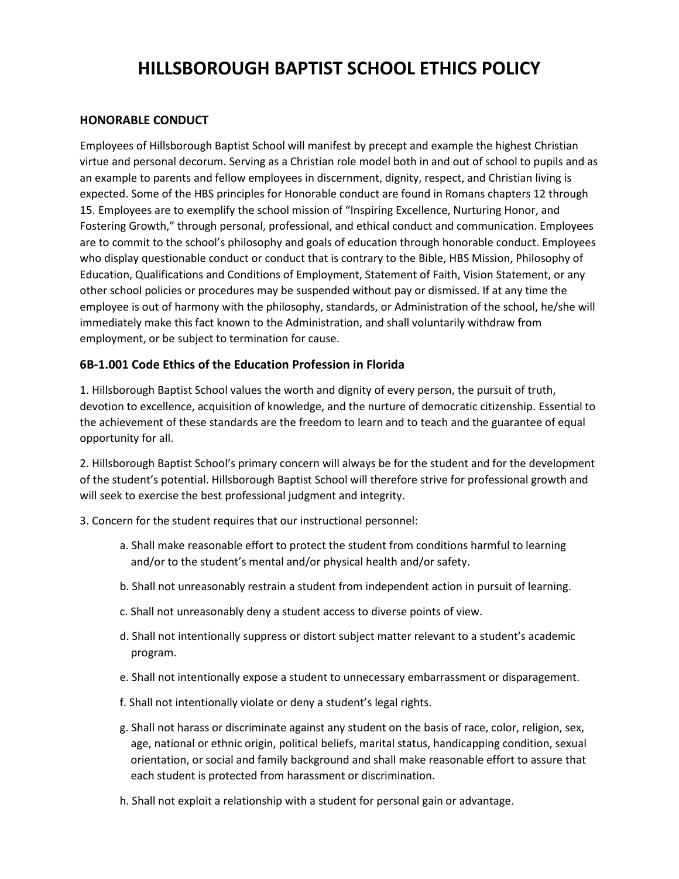# HILLSBOROUGH BAPTIST SCHOOL ETHICS POLICY

### HONORABLE CONDUCT

Employees of Hillsborough Baptist School will manifest by precept and example the highest Christian virtue and personal decorum. Serving as a Christian role model both in and out of school to pupils and as an example to parents and fellow employees in discernment, dignity, respect, and Christian living is expected. Some of the HBS principles for Honorable conduct are found in Romans chapters 12 through 15. Employees are to exemplify the school mission of "Inspiring Excellence, Nurturing Honor, and Fostering Growth," through personal, professional, and ethical conduct and communication. Employees are to commit to the school's philosophy and goals of education through honorable conduct. Employees who display questionable conduct or conduct that is contrary to the Bible, HBS Mission, Philosophy of Education, Qualifications and Conditions of Employment, Statement of Faith, Vision Statement, or any other school policies or procedures may be suspended without pay or dismissed. If at any time the employee is out of harmony with the philosophy, standards, or Administration of the school, he/she will immediately make this fact known to the Administration, and shall voluntarily withdraw from employment, or be subject to termination for cause.

### 6B-1.001 Code Ethics of the Education Profession in Florida

1. Hillsborough Baptist School values the worth and dignity of every person, the pursuit of truth, devotion to excellence, acquisition of knowledge, and the nurture of democratic citizenship. Essential to the achievement of these standards are the freedom to learn and to teach and the guarantee of equal opportunity for all.

2. Hillsborough Baptist School's primary concern will always be for the student and for the development of the student's potential. Hillsborough Baptist School will therefore strive for professional growth and will seek to exercise the best professional judgment and integrity.

3. Concern for the student requires that our instructional personnel:

   a. Shall make reasonable effort to protect the student from conditions harmful to learning and/or to the student's mental and/or physical health and/or safety.

   b. Shall not unreasonably restrain a student from independent action in pursuit of learning.

   c. Shall not unreasonably deny a student access to diverse points of view.

   d. Shall not intentionally suppress or distort subject matter relevant to a student's academic program.

   e. Shall not intentionally expose a student to unnecessary embarrassment or disparagement.

   f. Shall not intentionally violate or deny a student's legal rights.

   g. Shall not harass or discriminate against any student on the basis of race, color, religion, sex, age, national or ethnic origin, political beliefs, marital status, handicapping condition, sexual orientation, or social and family background and shall make reasonable effort to assure that each student is protected from harassment or discrimination.

   h. Shall not exploit a relationship with a student for personal gain or advantage.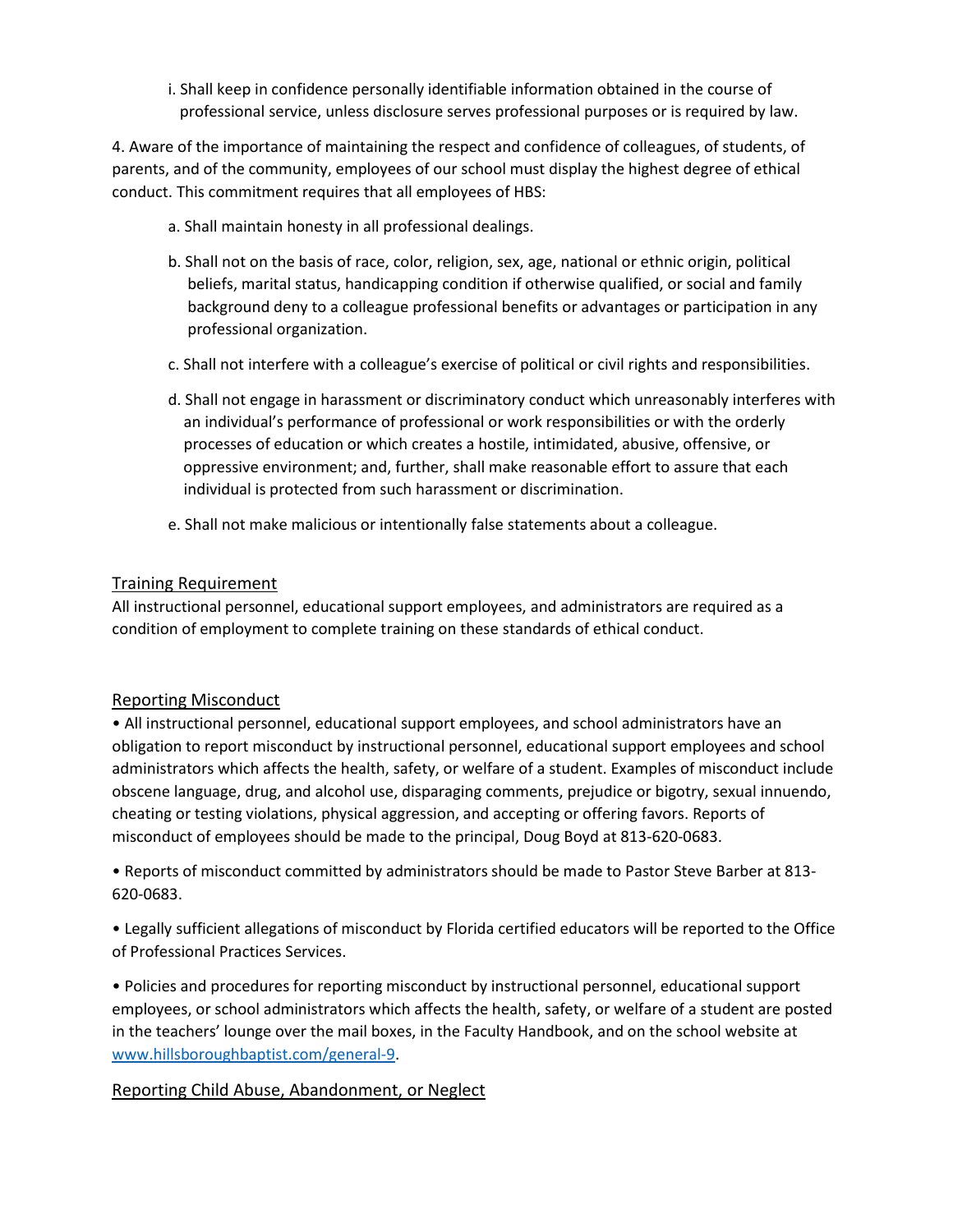i. Shall keep in confidence personally identifiable information obtained in the course of professional service, unless disclosure serves professional purposes or is required by law.

4. Aware of the importance of maintaining the respect and confidence of colleagues, of students, of parents, and of the community, employees of our school must display the highest degree of ethical conduct. This commitment requires that all employees of HBS:

a. Shall maintain honesty in all professional dealings.

b. Shall not on the basis of race, color, religion, sex, age, national or ethnic origin, political beliefs, marital status, handicapping condition if otherwise qualified, or social and family background deny to a colleague professional benefits or advantages or participation in any professional organization.

c. Shall not interfere with a colleague's exercise of political or civil rights and responsibilities.

d. Shall not engage in harassment or discriminatory conduct which unreasonably interferes with an individual's performance of professional or work responsibilities or with the orderly processes of education or which creates a hostile, intimidated, abusive, offensive, or oppressive environment; and, further, shall make reasonable effort to assure that each individual is protected from such harassment or discrimination.

e. Shall not make malicious or intentionally false statements about a colleague.

## Training Requirement

All instructional personnel, educational support employees, and administrators are required as a condition of employment to complete training on these standards of ethical conduct.

## Reporting Misconduct

- All instructional personnel, educational support employees, and school administrators have an obligation to report misconduct by instructional personnel, educational support employees and school administrators which affects the health, safety, or welfare of a student. Examples of misconduct include obscene language, drug, and alcohol use, disparaging comments, prejudice or bigotry, sexual innuendo, cheating or testing violations, physical aggression, and accepting or offering favors. Reports of misconduct of employees should be made to the principal, Doug Boyd at 813-620-0683.

- Reports of misconduct committed by administrators should be made to Pastor Steve Barber at 813-620-0683.

- Legally sufficient allegations of misconduct by Florida certified educators will be reported to the Office of Professional Practices Services.

- Policies and procedures for reporting misconduct by instructional personnel, educational support employees, or school administrators which affects the health, safety, or welfare of a student are posted in the teachers' lounge over the mail boxes, in the Faculty Handbook, and on the school website at www.hillsboroughbaptist.com/general-9.

## Reporting Child Abuse, Abandonment, or Neglect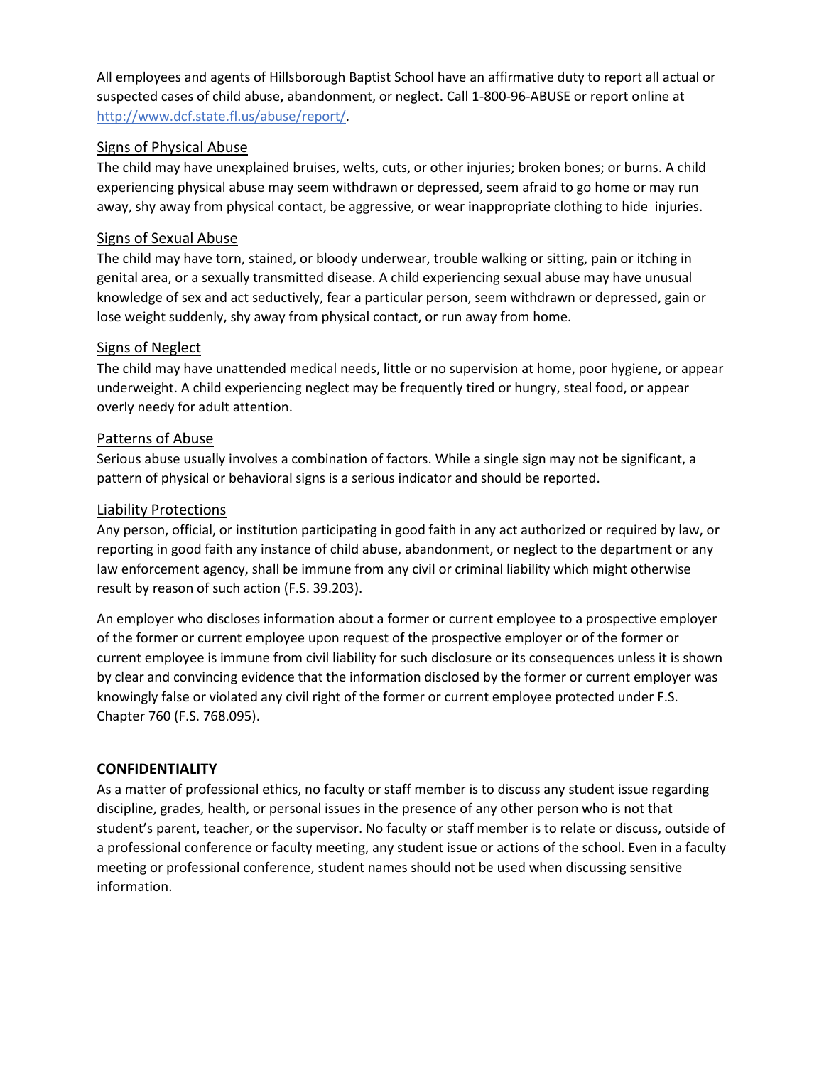All employees and agents of Hillsborough Baptist School have an affirmative duty to report all actual or suspected cases of child abuse, abandonment, or neglect. Call 1-800-96-ABUSE or report online at http://www.dcf.state.fl.us/abuse/report/.

### Signs of Physical Abuse

The child may have unexplained bruises, welts, cuts, or other injuries; broken bones; or burns. A child experiencing physical abuse may seem withdrawn or depressed, seem afraid to go home or may run away, shy away from physical contact, be aggressive, or wear inappropriate clothing to hide injuries.

### Signs of Sexual Abuse

The child may have torn, stained, or bloody underwear, trouble walking or sitting, pain or itching in genital area, or a sexually transmitted disease. A child experiencing sexual abuse may have unusual knowledge of sex and act seductively, fear a particular person, seem withdrawn or depressed, gain or lose weight suddenly, shy away from physical contact, or run away from home.

### Signs of Neglect

The child may have unattended medical needs, little or no supervision at home, poor hygiene, or appear underweight. A child experiencing neglect may be frequently tired or hungry, steal food, or appear overly needy for adult attention.

### Patterns of Abuse

Serious abuse usually involves a combination of factors. While a single sign may not be significant, a pattern of physical or behavioral signs is a serious indicator and should be reported.

### Liability Protections

Any person, official, or institution participating in good faith in any act authorized or required by law, or reporting in good faith any instance of child abuse, abandonment, or neglect to the department or any law enforcement agency, shall be immune from any civil or criminal liability which might otherwise result by reason of such action (F.S. 39.203).

An employer who discloses information about a former or current employee to a prospective employer of the former or current employee upon request of the prospective employer or of the former or current employee is immune from civil liability for such disclosure or its consequences unless it is shown by clear and convincing evidence that the information disclosed by the former or current employer was knowingly false or violated any civil right of the former or current employee protected under F.S. Chapter 760 (F.S. 768.095).

## CONFIDENTIALITY

As a matter of professional ethics, no faculty or staff member is to discuss any student issue regarding discipline, grades, health, or personal issues in the presence of any other person who is not that student's parent, teacher, or the supervisor. No faculty or staff member is to relate or discuss, outside of a professional conference or faculty meeting, any student issue or actions of the school. Even in a faculty meeting or professional conference, student names should not be used when discussing sensitive information.